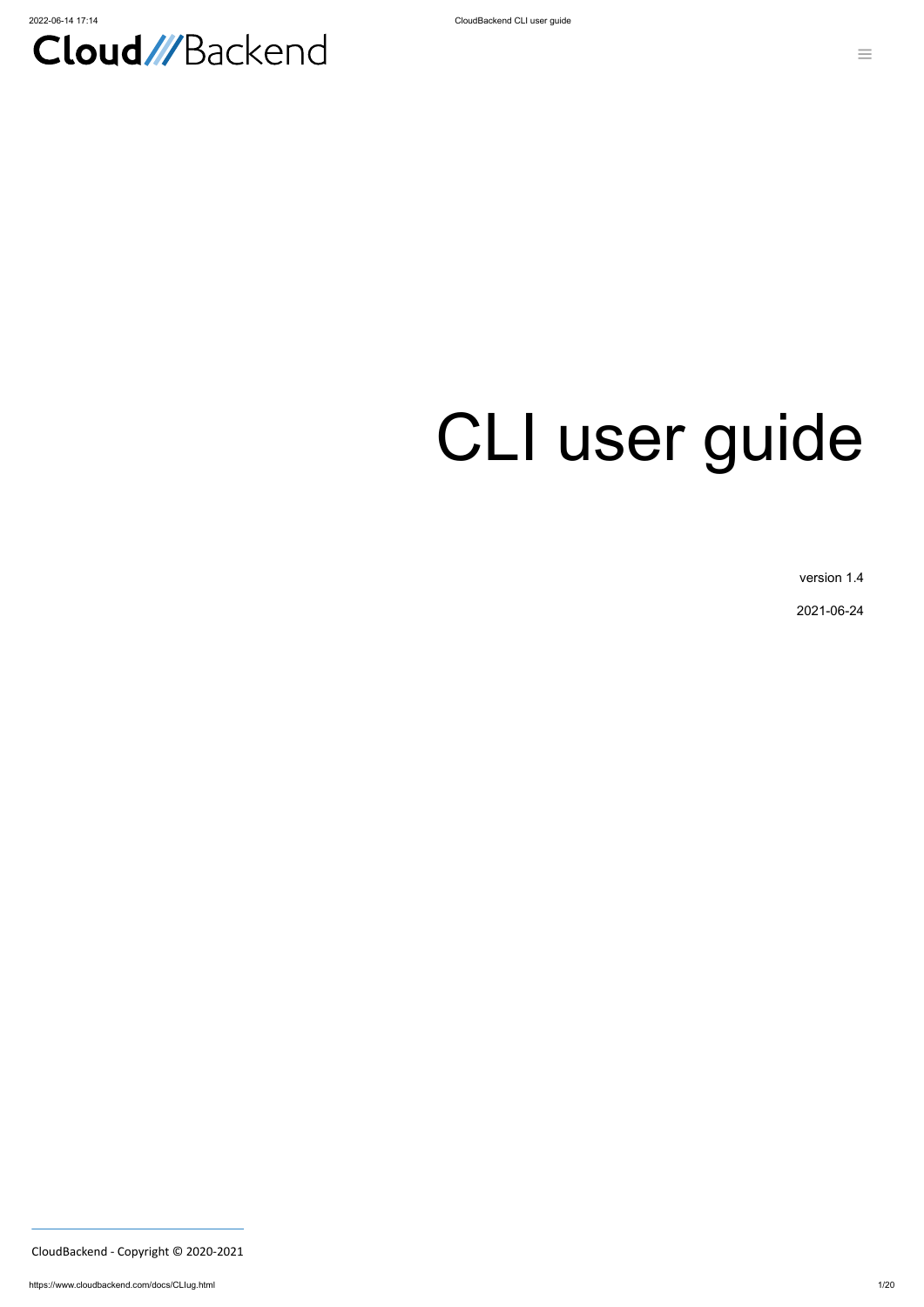Cloud///Backend

# CLI user guide

version 1.4

2021-06-24

CloudBackend - Copyright © 2020-2021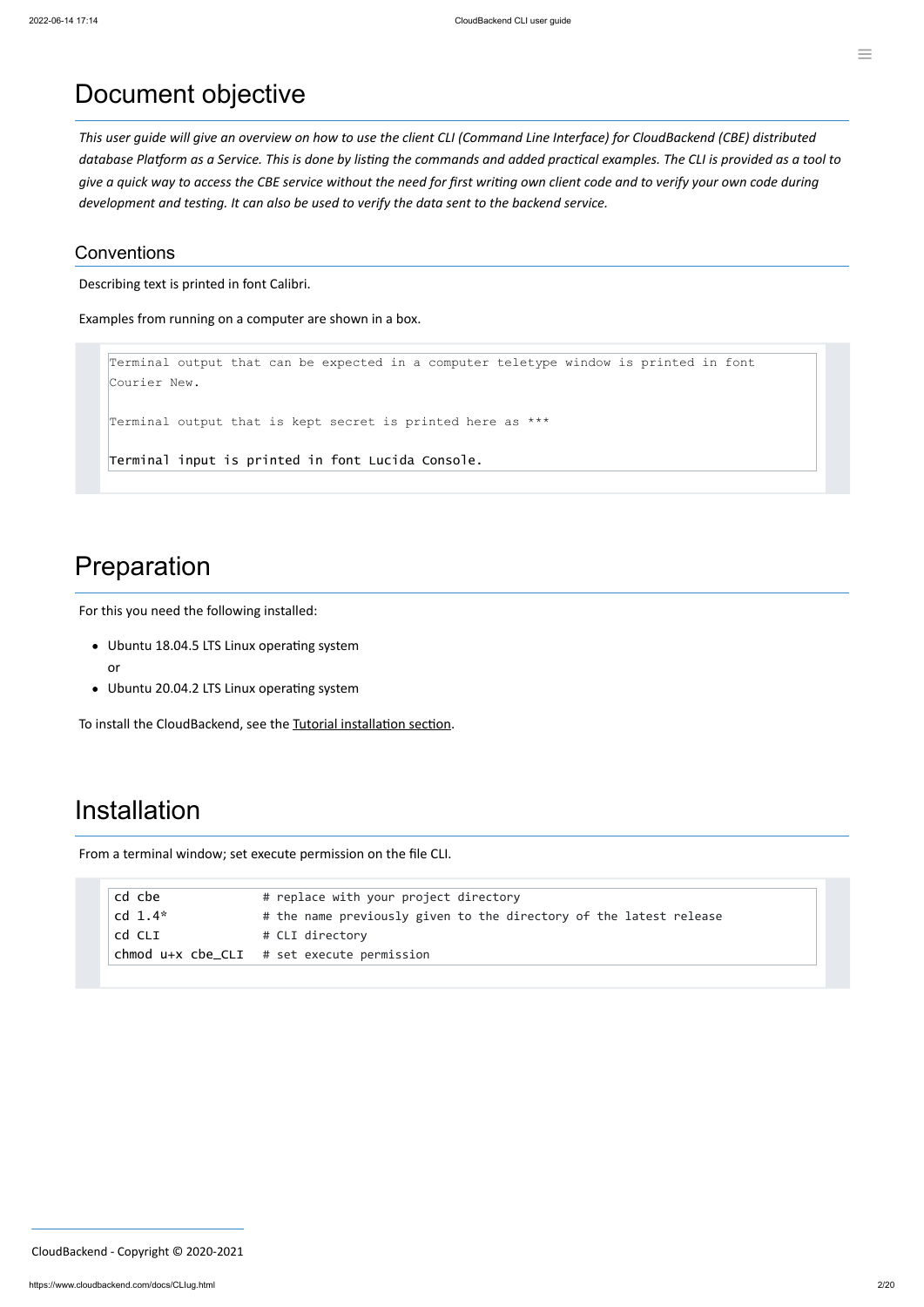# Document objective

*This user guide will give an overview on how to use the client CLI (Command Line Interface) for CloudBackend (CBE) distributed database Platform as a Service. This is done by listing the commands and added practical examples. The CLI is provided as a tool to give a quick way to access the CBE service without the need for first writing own client code and to verify your own code during development and testing. It can also be used to verify the data sent to the backend service.*

## Conventions

Describing text is printed in font Calibri.

Examples from running on a computer are shown in a box.

```
Terminal output that can be expected in a computer teletype window is printed in font Courier New.

Terminal output that is kept secret is printed here as ***

Terminal input is printed in font Lucida Console.
```

# Preparation

For this you need the following installed:

- Ubuntu 18.04.5 LTS Linux operating system
  or
- Ubuntu 20.04.2 LTS Linux operating system

To install the CloudBackend, see the Tutorial installation section.

# Installation

From a terminal window; set execute permission on the file CLI.

```
cd cbe              # replace with your project directory
cd 1.4*             # the name previously given to the directory of the latest release
cd CLI              # CLI directory
chmod u+x cbe_CLI   # set execute permission
```

CloudBackend - Copyright © 2020-2021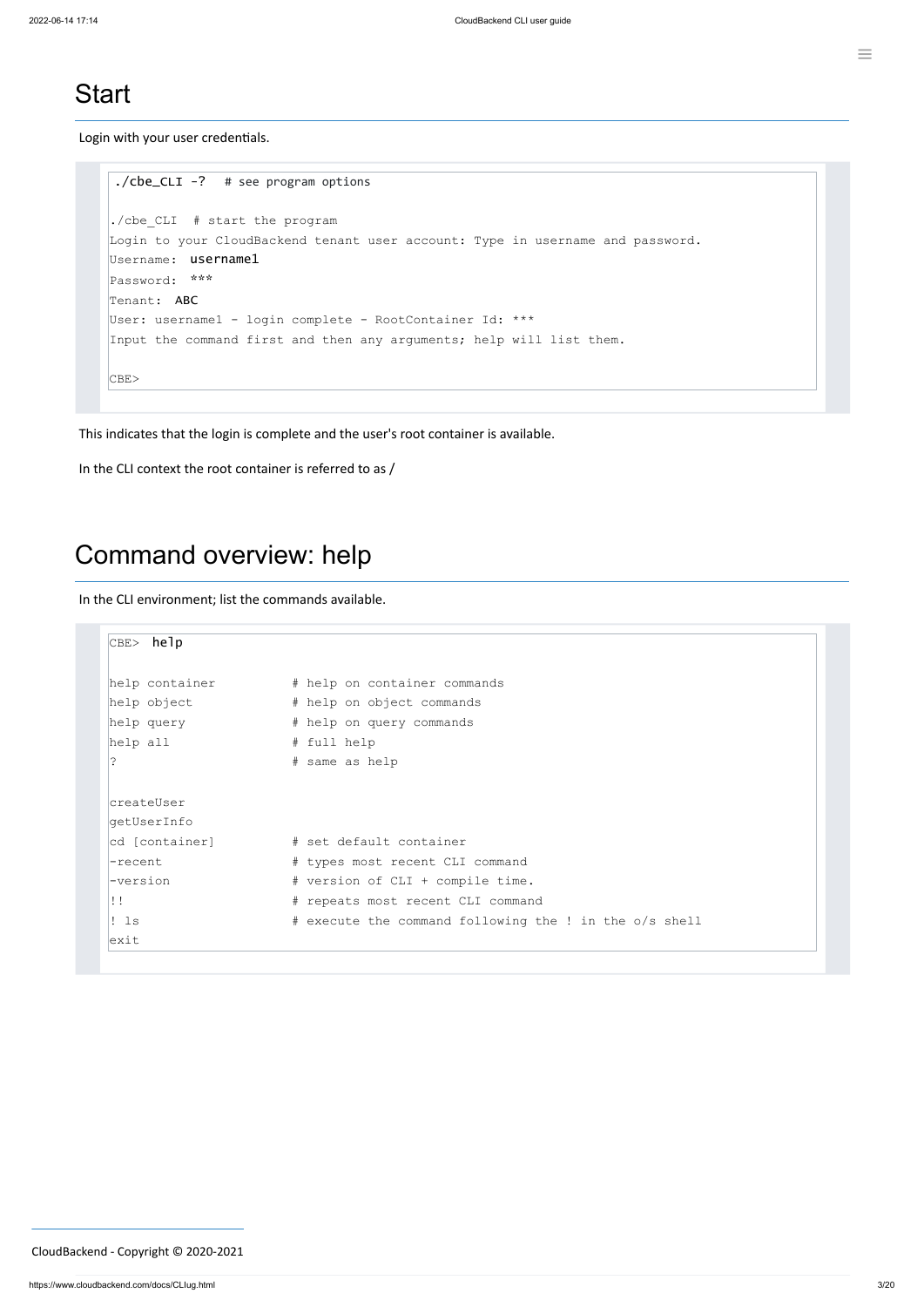# Start

Login with your user credentials.

```
./cbe_CLI -?  # see program options

./cbe_CLI  # start the program
Login to your CloudBackend tenant user account: Type in username and password.
Username: username1
Password: ***
Tenant: ABC
User: username1 - login complete - RootContainer Id: ***
Input the command first and then any arguments; help will list them.

CBE>
```

This indicates that the login is complete and the user's root container is available.

In the CLI context the root container is referred to as /

# Command overview: help

In the CLI environment; list the commands available.

```
CBE> help

help container          # help on container commands
help object             # help on object commands
help query              # help on query commands
help all                # full help
?                       # same as help

createUser
getUserInfo
cd [container]          # set default container
-recent                 # types most recent CLI command
-version                # version of CLI + compile time.
!!                      # repeats most recent CLI command
! ls                    # execute the command following the ! in the o/s shell
exit
```

CloudBackend - Copyright © 2020-2021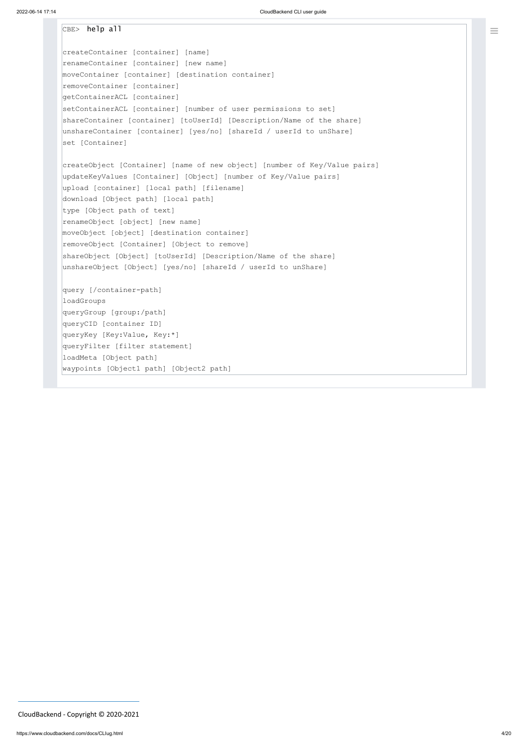```
CBE> help all

createContainer [container] [name]
renameContainer [container] [new name]
moveContainer [container] [destination container]
removeContainer [container]
getContainerACL [container]
setContainerACL [container] [number of user permissions to set]
shareContainer [container] [toUserId] [Description/Name of the share]
unshareContainer [container] [yes/no] [shareId / userId to unShare]
set [Container]

createObject [Container] [name of new object] [number of Key/Value pairs]
updateKeyValues [Container] [Object] [number of Key/Value pairs]
upload [container] [local path] [filename]
download [Object path] [local path]
type [Object path of text]
renameObject [object] [new name]
moveObject [object] [destination container]
removeObject [Container] [Object to remove]
shareObject [Object] [toUserId] [Description/Name of the share]
unshareObject [Object] [yes/no] [shareId / userId to unShare]

query [/container-path]
loadGroups
queryGroup [group:/path]
queryCID [container ID]
queryKey [Key:Value, Key:*]
queryFilter [filter statement]
loadMeta [Object path]
waypoints [Object1 path] [Object2 path]
```

CloudBackend - Copyright © 2020-2021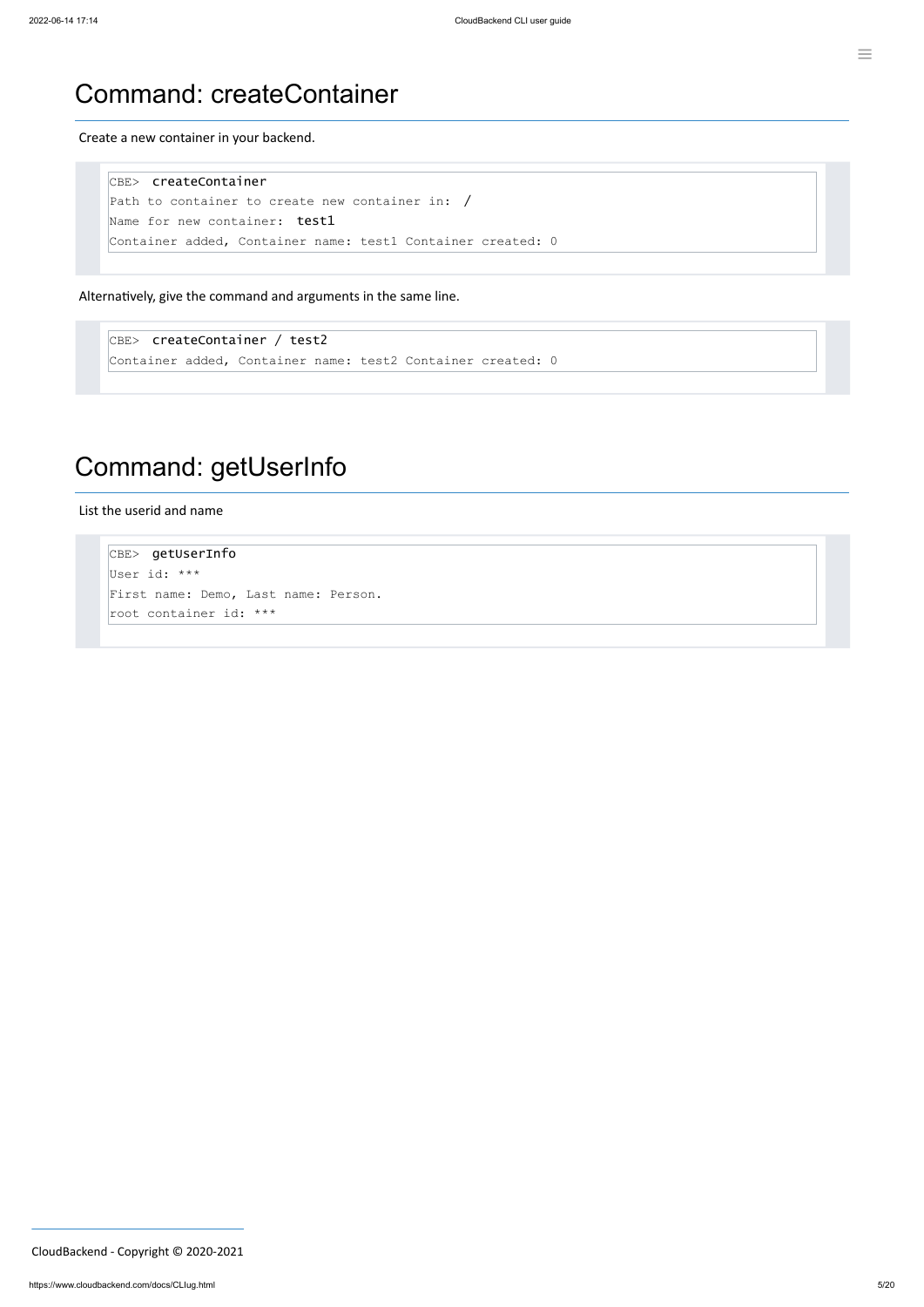# Command: createContainer

Create a new container in your backend.

```
CBE> createContainer
Path to container to create new container in: /
Name for new container: test1
Container added, Container name: test1 Container created: 0
```

Alternatively, give the command and arguments in the same line.

```
CBE> createContainer / test2
Container added, Container name: test2 Container created: 0
```

# Command: getUserInfo

List the userid and name

```
CBE> getUserInfo
User id: ***
First name: Demo, Last name: Person.
root container id: ***
```

CloudBackend - Copyright © 2020-2021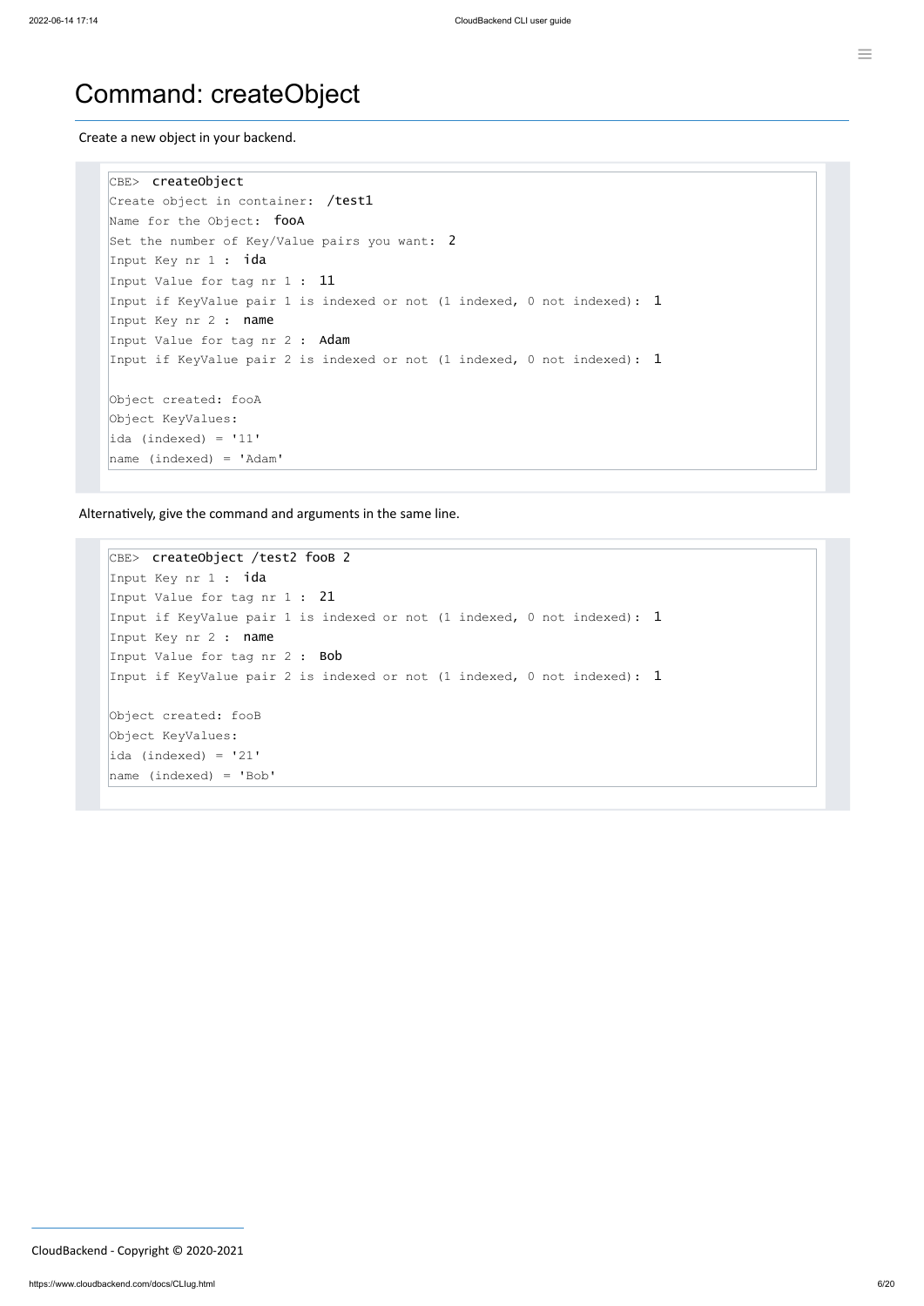# Command: createObject

Create a new object in your backend.

```
CBE> createObject
Create object in container: /test1
Name for the Object: fooA
Set the number of Key/Value pairs you want: 2
Input Key nr 1 : ida
Input Value for tag nr 1 : 11
Input if KeyValue pair 1 is indexed or not (1 indexed, 0 not indexed): 1
Input Key nr 2 : name
Input Value for tag nr 2 : Adam
Input if KeyValue pair 2 is indexed or not (1 indexed, 0 not indexed): 1

Object created: fooA
Object KeyValues:
ida (indexed) = '11'
name (indexed) = 'Adam'
```

Alternatively, give the command and arguments in the same line.

```
CBE> createObject /test2 fooB 2
Input Key nr 1 : ida
Input Value for tag nr 1 : 21
Input if KeyValue pair 1 is indexed or not (1 indexed, 0 not indexed): 1
Input Key nr 2 : name
Input Value for tag nr 2 : Bob
Input if KeyValue pair 2 is indexed or not (1 indexed, 0 not indexed): 1

Object created: fooB
Object KeyValues:
ida (indexed) = '21'
name (indexed) = 'Bob'
```

CloudBackend - Copyright © 2020-2021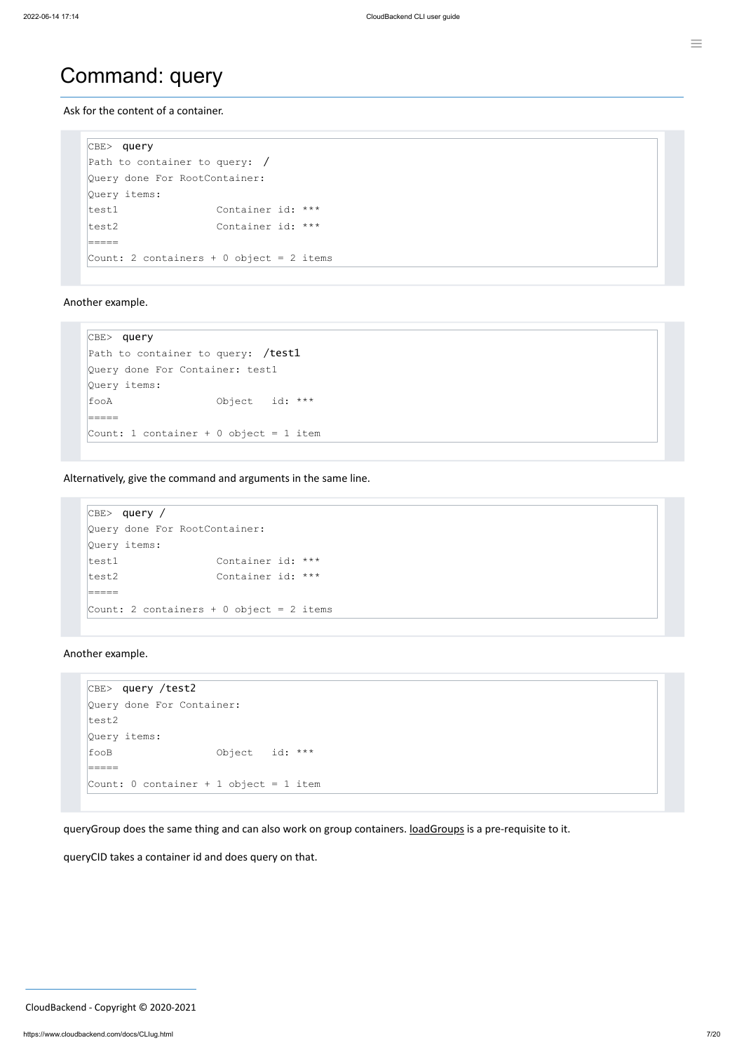# Command: query

Ask for the content of a container.

```
CBE> query
Path to container to query: /
Query done For RootContainer:
Query items:
test1                Container id: ***
test2                Container id: ***
=====
Count: 2 containers + 0 object = 2 items
```

Another example.

```
CBE> query
Path to container to query: /test1
Query done For Container: test1
Query items:
fooA                 Object   id: ***
=====
Count: 1 container + 0 object = 1 item
```

Alternatively, give the command and arguments in the same line.

```
CBE> query /
Query done For RootContainer:
Query items:
test1                Container id: ***
test2                Container id: ***
=====
Count: 2 containers + 0 object = 2 items
```

Another example.

```
CBE> query /test2
Query done For Container:
test2
Query items:
fooB                 Object   id: ***
=====
Count: 0 container + 1 object = 1 item
```

queryGroup does the same thing and can also work on group containers. loadGroups is a pre-requisite to it.

queryCID takes a container id and does query on that.

CloudBackend - Copyright © 2020-2021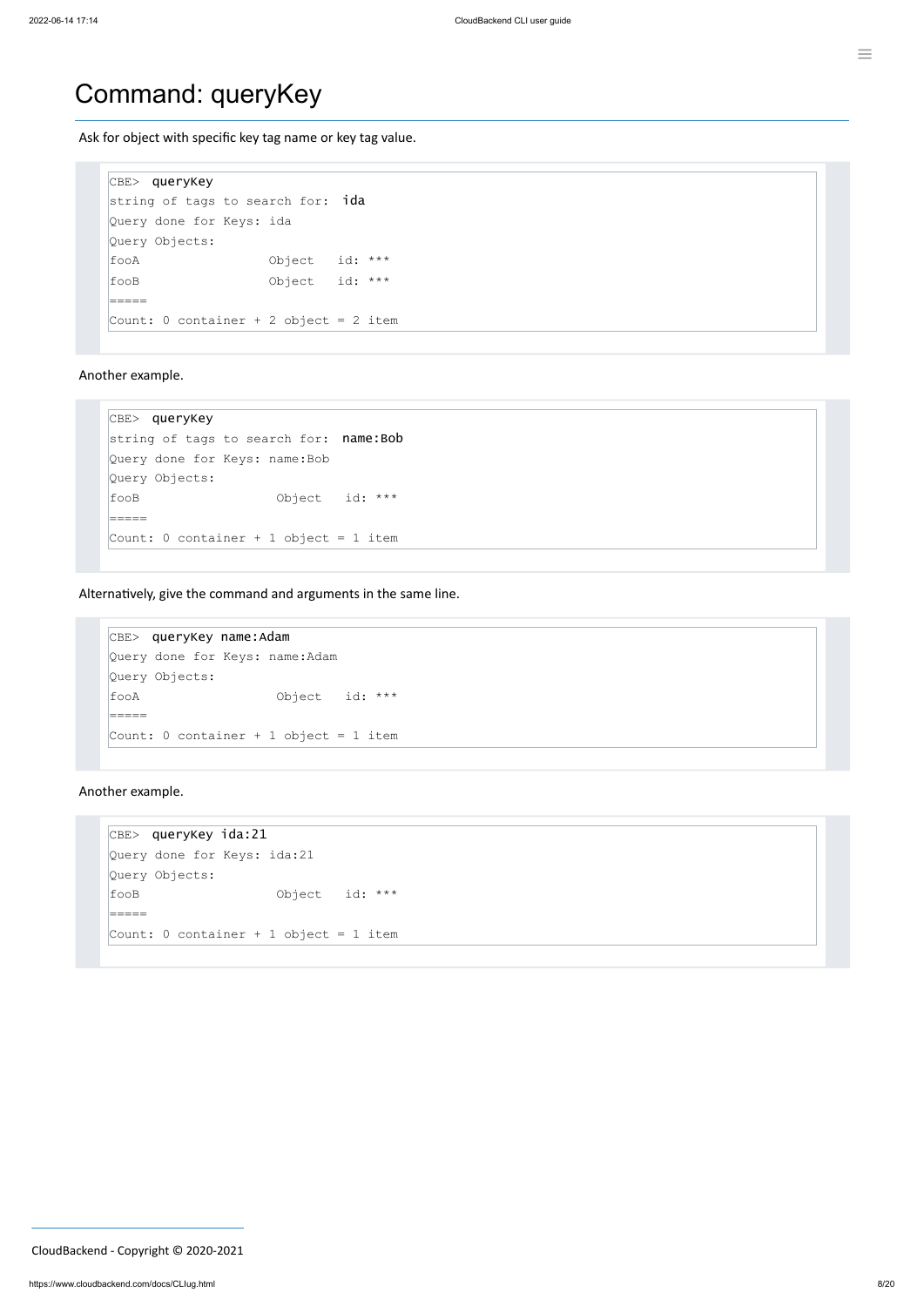# Command: queryKey

Ask for object with specific key tag name or key tag value.

```
CBE> queryKey
string of tags to search for: ida
Query done for Keys: ida
Query Objects:
fooA                 Object   id: ***
fooB                 Object   id: ***
=====
Count: 0 container + 2 object = 2 item
```

Another example.

```
CBE> queryKey
string of tags to search for: name:Bob
Query done for Keys: name:Bob
Query Objects:
fooB                  Object   id: ***
=====
Count: 0 container + 1 object = 1 item
```

Alternatively, give the command and arguments in the same line.

```
CBE> queryKey name:Adam
Query done for Keys: name:Adam
Query Objects:
fooA                  Object   id: ***
=====
Count: 0 container + 1 object = 1 item
```

Another example.

```
CBE> queryKey ida:21
Query done for Keys: ida:21
Query Objects:
fooB                  Object   id: ***
=====
Count: 0 container + 1 object = 1 item
```

CloudBackend - Copyright © 2020-2021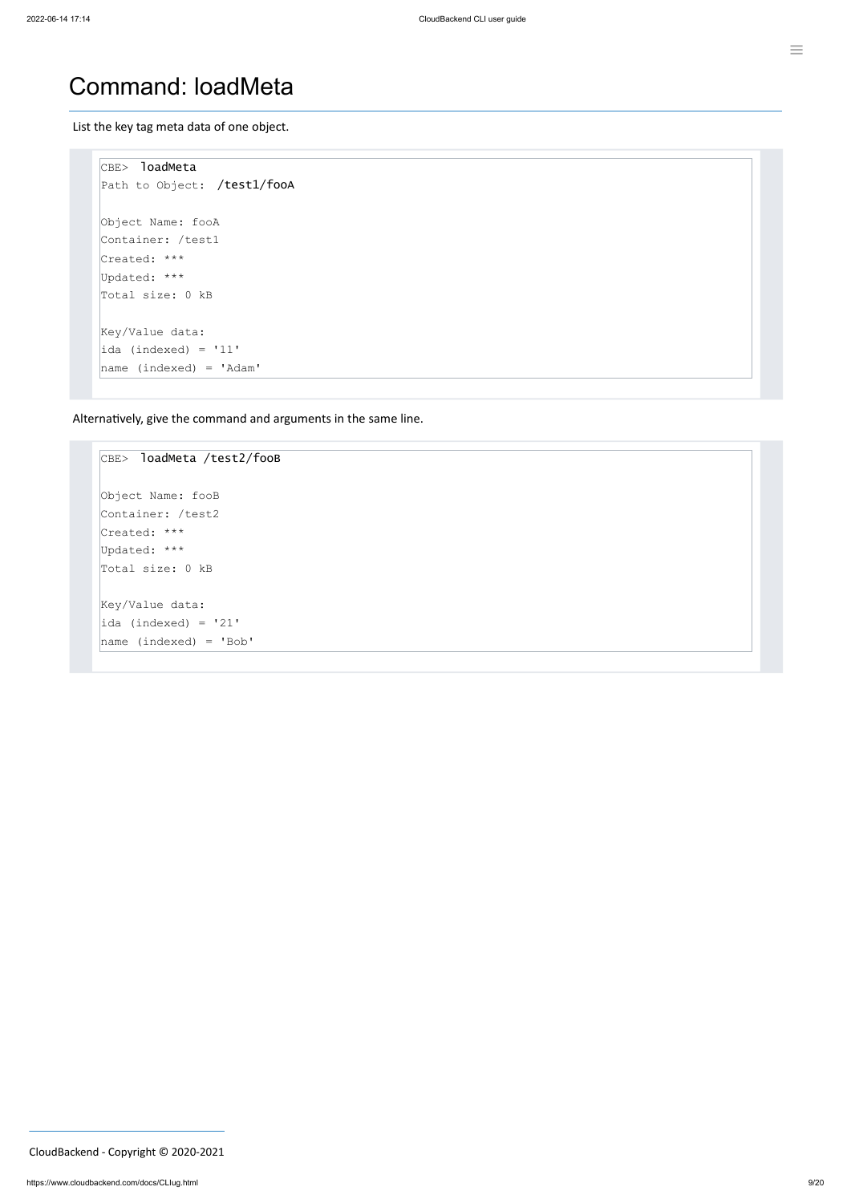# Command: loadMeta

List the key tag meta data of one object.

```
CBE> loadMeta
Path to Object: /test1/fooA

Object Name: fooA
Container: /test1
Created: ***
Updated: ***
Total size: 0 kB

Key/Value data:
ida (indexed) = '11'
name (indexed) = 'Adam'
```

Alternatively, give the command and arguments in the same line.

```
CBE> loadMeta /test2/fooB

Object Name: fooB
Container: /test2
Created: ***
Updated: ***
Total size: 0 kB

Key/Value data:
ida (indexed) = '21'
name (indexed) = 'Bob'
```

CloudBackend - Copyright © 2020-2021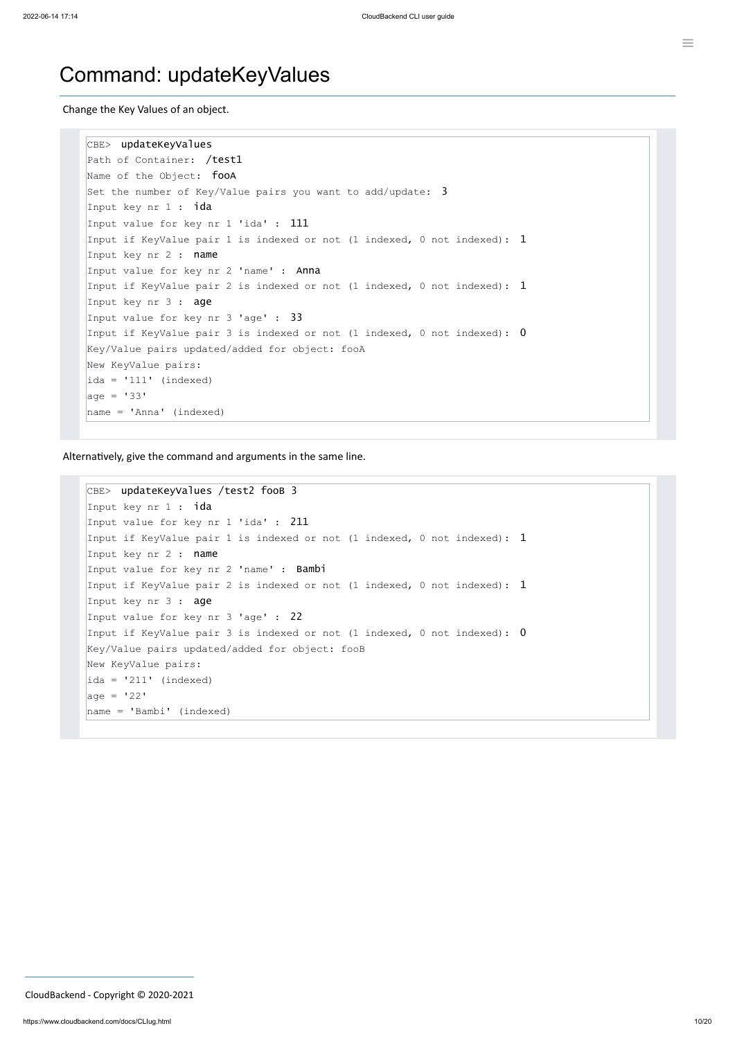# Command: updateKeyValues

Change the Key Values of an object.

```
CBE> updateKeyValues
Path of Container: /test1
Name of the Object: fooA
Set the number of Key/Value pairs you want to add/update: 3
Input key nr 1 : ida
Input value for key nr 1 'ida' : 111
Input if KeyValue pair 1 is indexed or not (1 indexed, 0 not indexed): 1
Input key nr 2 : name
Input value for key nr 2 'name' : Anna
Input if KeyValue pair 2 is indexed or not (1 indexed, 0 not indexed): 1
Input key nr 3 : age
Input value for key nr 3 'age' : 33
Input if KeyValue pair 3 is indexed or not (1 indexed, 0 not indexed): 0
Key/Value pairs updated/added for object: fooA
New KeyValue pairs:
ida = '111' (indexed)
age = '33'
name = 'Anna' (indexed)
```

Alternatively, give the command and arguments in the same line.

```
CBE> updateKeyValues /test2 fooB 3
Input key nr 1 : ida
Input value for key nr 1 'ida' : 211
Input if KeyValue pair 1 is indexed or not (1 indexed, 0 not indexed): 1
Input key nr 2 : name
Input value for key nr 2 'name' : Bambi
Input if KeyValue pair 2 is indexed or not (1 indexed, 0 not indexed): 1
Input key nr 3 : age
Input value for key nr 3 'age' : 22
Input if KeyValue pair 3 is indexed or not (1 indexed, 0 not indexed): 0
Key/Value pairs updated/added for object: fooB
New KeyValue pairs:
ida = '211' (indexed)
age = '22'
name = 'Bambi' (indexed)
```

CloudBackend - Copyright © 2020-2021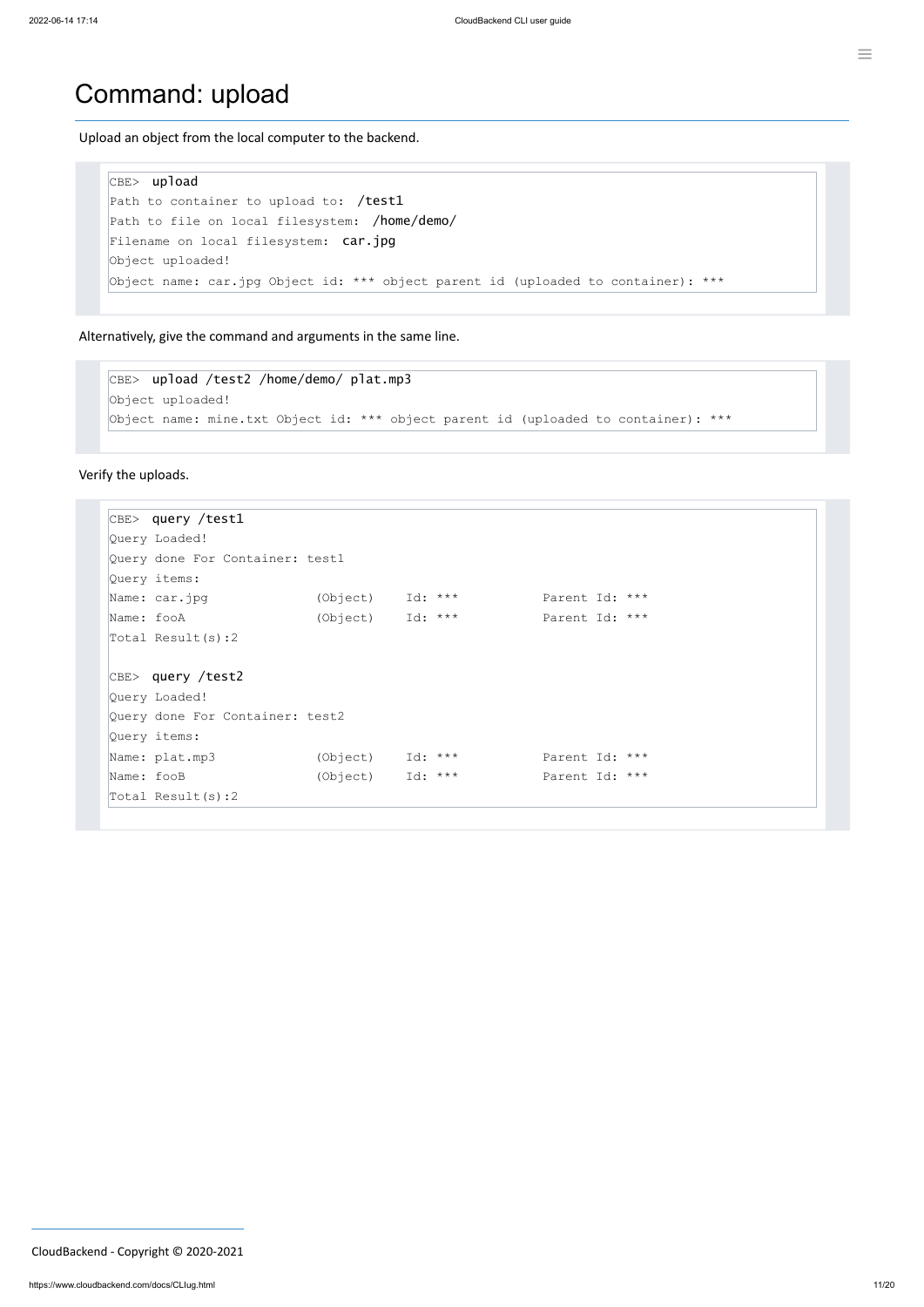# Command: upload

Upload an object from the local computer to the backend.

```
CBE> upload
Path to container to upload to: /test1
Path to file on local filesystem: /home/demo/
Filename on local filesystem: car.jpg
Object uploaded!
Object name: car.jpg Object id: *** object parent id (uploaded to container): ***
```

Alternatively, give the command and arguments in the same line.

```
CBE> upload /test2 /home/demo/ plat.mp3
Object uploaded!
Object name: mine.txt Object id: *** object parent id (uploaded to container): ***
```

Verify the uploads.

```
CBE> query /test1
Query Loaded!
Query done For Container: test1
Query items:
Name: car.jpg              (Object)    Id: ***          Parent Id: ***
Name: fooA                 (Object)    Id: ***          Parent Id: ***
Total Result(s):2

CBE> query /test2
Query Loaded!
Query done For Container: test2
Query items:
Name: plat.mp3             (Object)    Id: ***          Parent Id: ***
Name: fooB                 (Object)    Id: ***          Parent Id: ***
Total Result(s):2
```

CloudBackend - Copyright © 2020-2021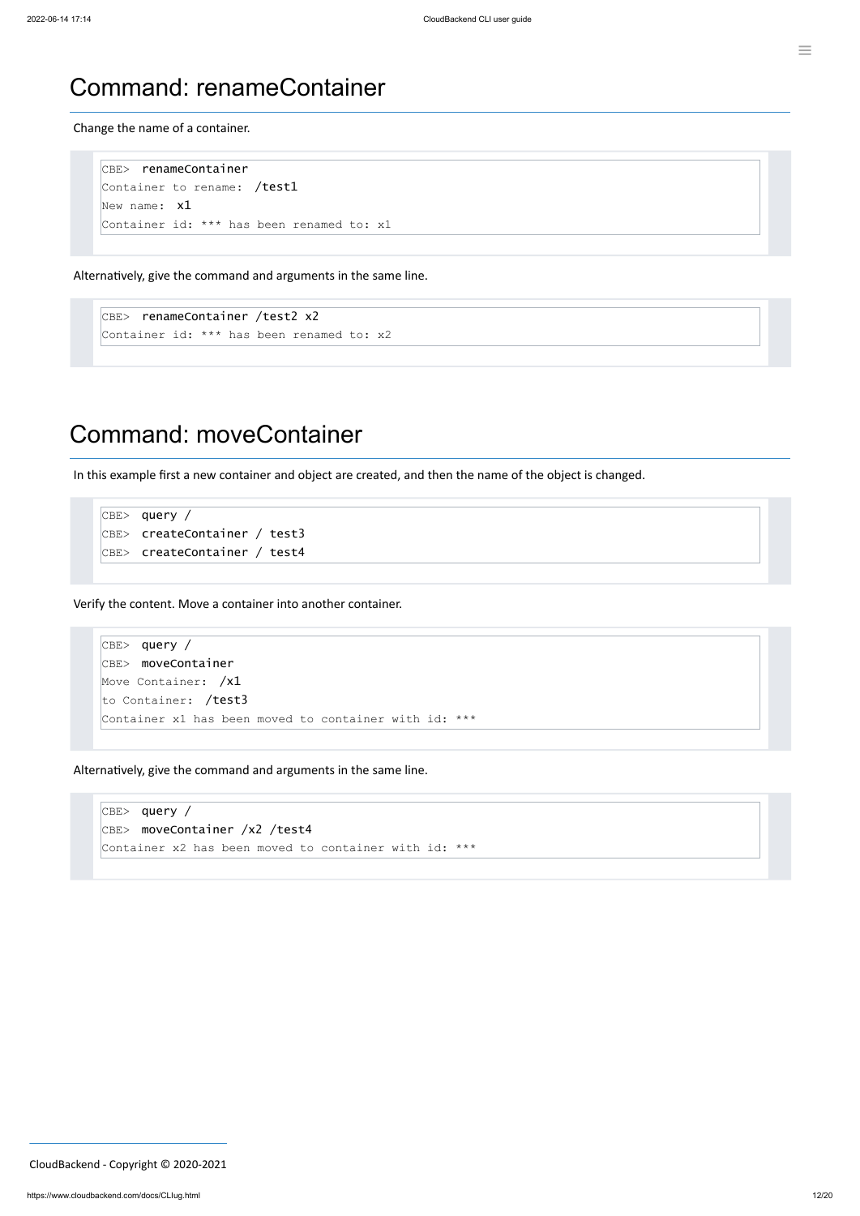# Command: renameContainer

Change the name of a container.

```
CBE> renameContainer
Container to rename: /test1
New name: x1
Container id: *** has been renamed to: x1
```

Alternatively, give the command and arguments in the same line.

```
CBE> renameContainer /test2 x2
Container id: *** has been renamed to: x2
```

# Command: moveContainer

In this example first a new container and object are created, and then the name of the object is changed.

```
CBE> query /
CBE> createContainer / test3
CBE> createContainer / test4
```

Verify the content. Move a container into another container.

```
CBE> query /
CBE> moveContainer
Move Container: /x1
to Container: /test3
Container x1 has been moved to container with id: ***
```

Alternatively, give the command and arguments in the same line.

```
CBE> query /
CBE> moveContainer /x2 /test4
Container x2 has been moved to container with id: ***
```

CloudBackend - Copyright © 2020-2021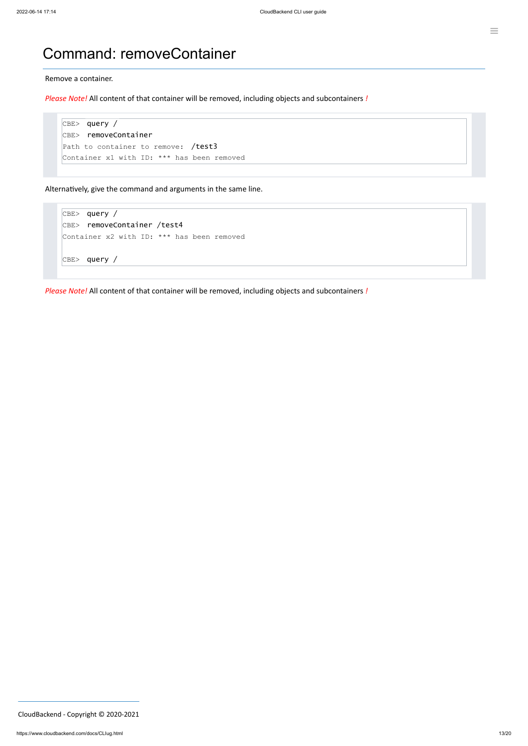# Command: removeContainer

Remove a container.

*Please Note!* All content of that container will be removed, including objects and subcontainers *!*

```
CBE> query /
CBE> removeContainer
Path to container to remove: /test3
Container x1 with ID: *** has been removed
```

Alternatively, give the command and arguments in the same line.

```
CBE> query /
CBE> removeContainer /test4
Container x2 with ID: *** has been removed

CBE> query /
```

*Please Note!* All content of that container will be removed, including objects and subcontainers *!*

CloudBackend - Copyright © 2020-2021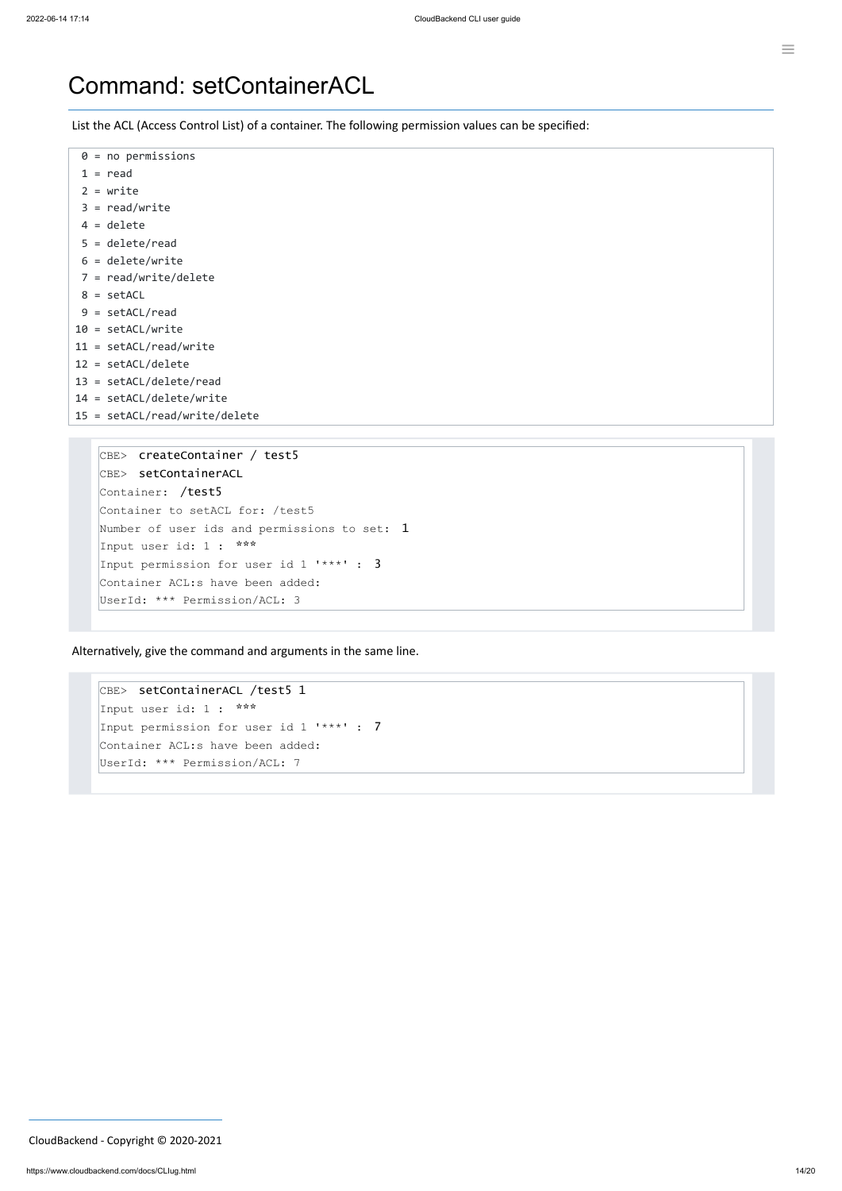# Command: setContainerACL

List the ACL (Access Control List) of a container. The following permission values can be specified:

```
 0 = no permissions
 1 = read
 2 = write
 3 = read/write
 4 = delete
 5 = delete/read
 6 = delete/write
 7 = read/write/delete
 8 = setACL
 9 = setACL/read
10 = setACL/write
11 = setACL/read/write
12 = setACL/delete
13 = setACL/delete/read
14 = setACL/delete/write
15 = setACL/read/write/delete
```

```
CBE> createContainer / test5
CBE> setContainerACL
Container: /test5
Container to setACL for: /test5
Number of user ids and permissions to set: 1
Input user id: 1 : ***
Input permission for user id 1 '***' : 3
Container ACL:s have been added:
UserId: *** Permission/ACL: 3
```

Alternatively, give the command and arguments in the same line.

```
CBE> setContainerACL /test5 1
Input user id: 1 : ***
Input permission for user id 1 '***' : 7
Container ACL:s have been added:
UserId: *** Permission/ACL: 7
```

CloudBackend - Copyright © 2020-2021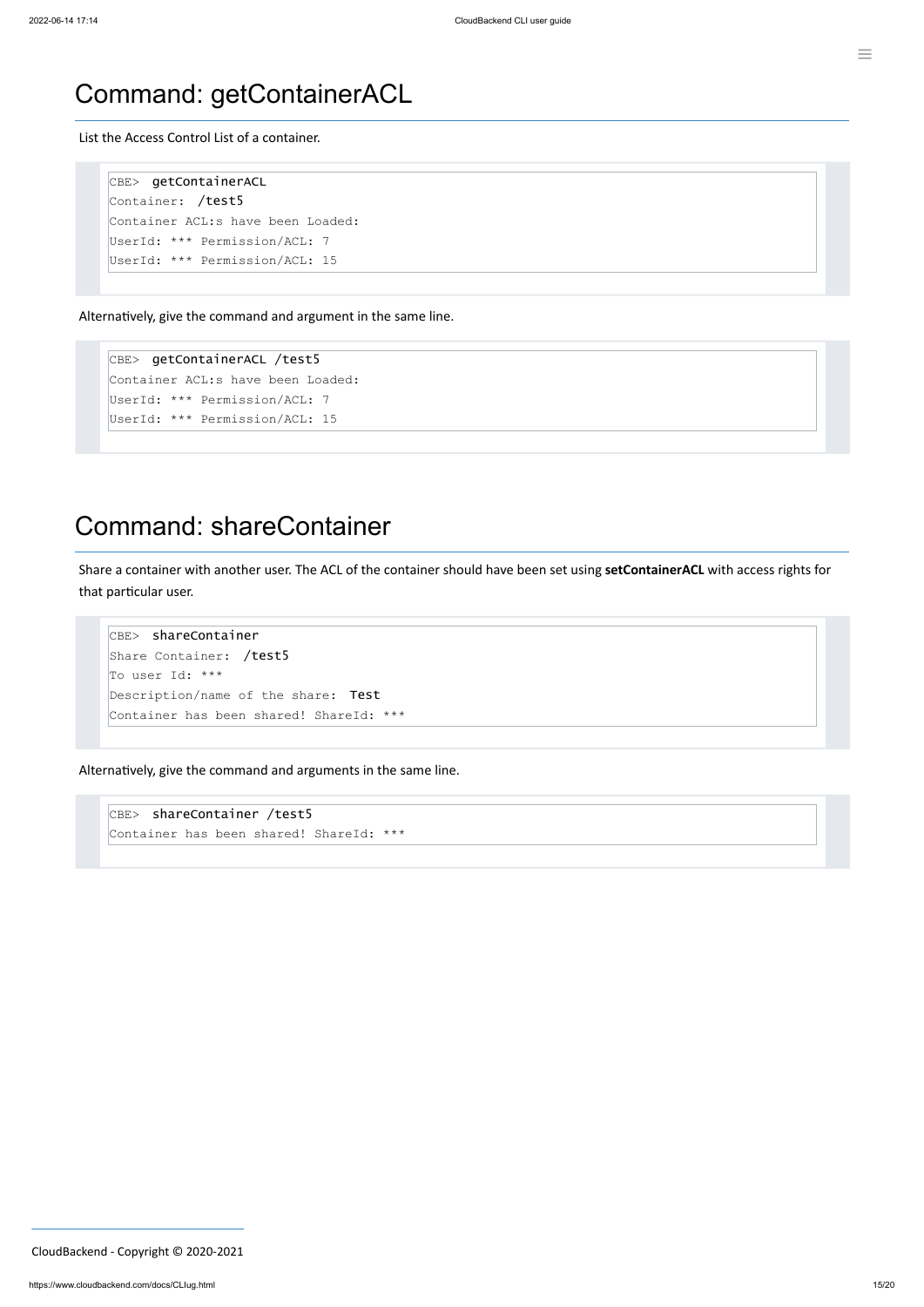# Command: getContainerACL

List the Access Control List of a container.

```
CBE> getContainerACL
Container: /test5
Container ACL:s have been Loaded:
UserId: *** Permission/ACL: 7
UserId: *** Permission/ACL: 15
```

Alternatively, give the command and argument in the same line.

```
CBE> getContainerACL /test5
Container ACL:s have been Loaded:
UserId: *** Permission/ACL: 7
UserId: *** Permission/ACL: 15
```

# Command: shareContainer

Share a container with another user. The ACL of the container should have been set using **setContainerACL** with access rights for that particular user.

```
CBE> shareContainer
Share Container: /test5
To user Id: ***
Description/name of the share: Test
Container has been shared! ShareId: ***
```

Alternatively, give the command and arguments in the same line.

```
CBE> shareContainer /test5
Container has been shared! ShareId: ***
```

CloudBackend - Copyright © 2020-2021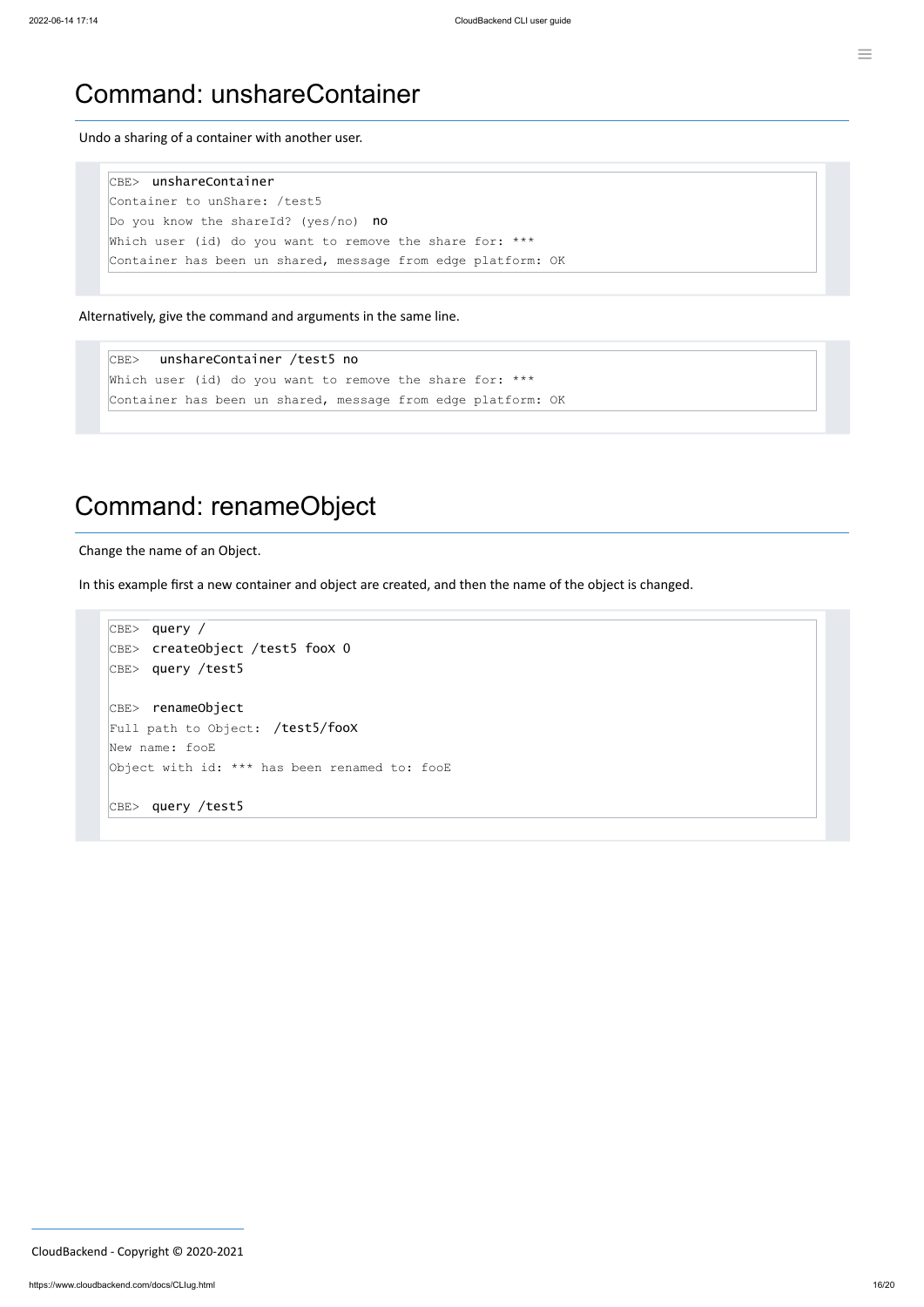# Command: unshareContainer

Undo a sharing of a container with another user.

```
CBE> unshareContainer
Container to unShare: /test5
Do you know the shareId? (yes/no) no
Which user (id) do you want to remove the share for: ***
Container has been un shared, message from edge platform: OK
```

Alternatively, give the command and arguments in the same line.

```
CBE>  unshareContainer /test5 no
Which user (id) do you want to remove the share for: ***
Container has been un shared, message from edge platform: OK
```

# Command: renameObject

Change the name of an Object.

In this example first a new container and object are created, and then the name of the object is changed.

```
CBE> query /
CBE> createObject /test5 fooX 0
CBE> query /test5

CBE> renameObject
Full path to Object: /test5/fooX
New name: fooE
Object with id: *** has been renamed to: fooE

CBE> query /test5
```

CloudBackend - Copyright © 2020-2021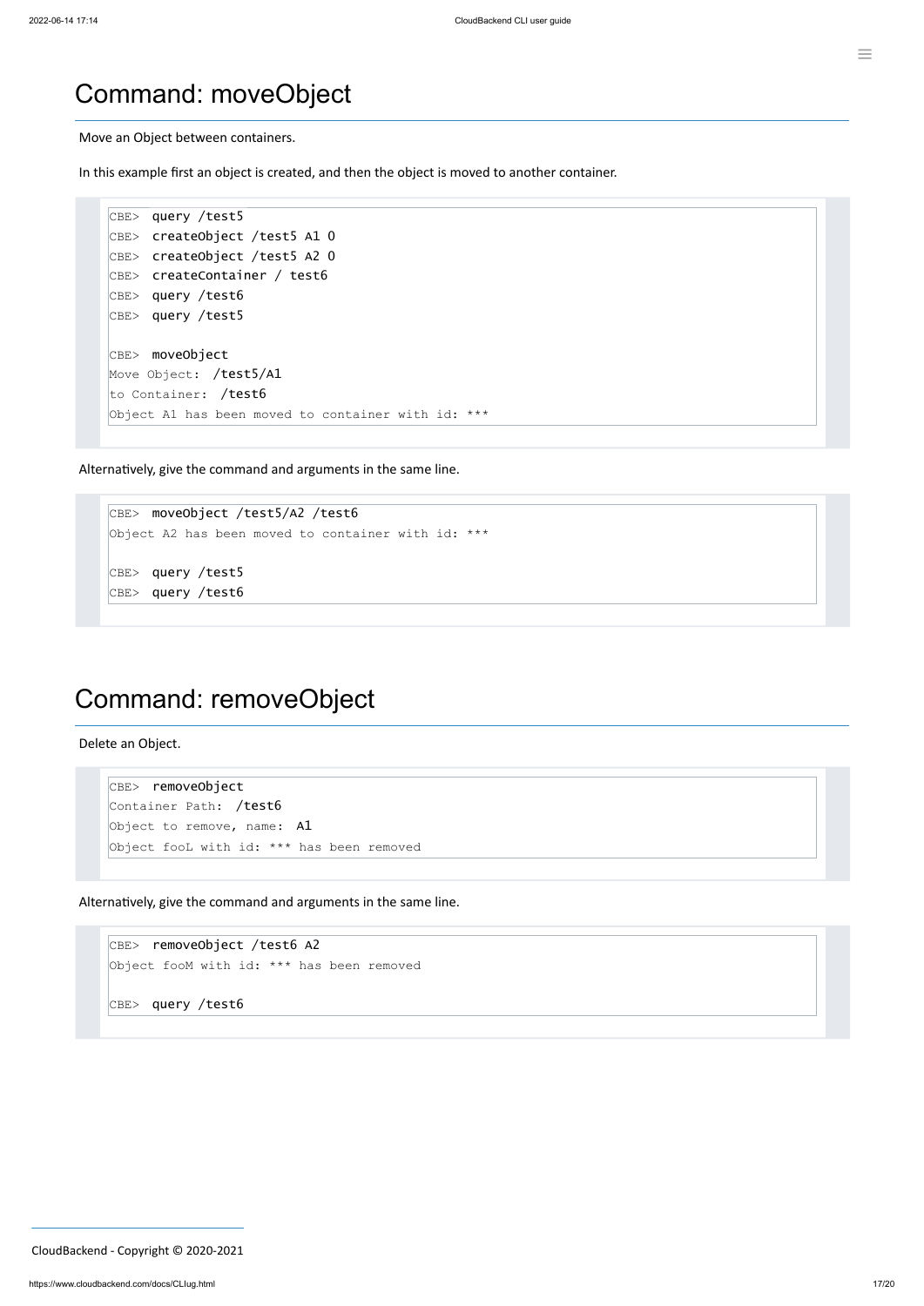# Command: moveObject

Move an Object between containers.

In this example first an object is created, and then the object is moved to another container.

```
CBE> query /test5
CBE> createObject /test5 A1 0
CBE> createObject /test5 A2 0
CBE> createContainer / test6
CBE> query /test6
CBE> query /test5

CBE> moveObject
Move Object: /test5/A1
to Container: /test6
Object A1 has been moved to container with id: ***
```

Alternatively, give the command and arguments in the same line.

```
CBE> moveObject /test5/A2 /test6
Object A2 has been moved to container with id: ***

CBE> query /test5
CBE> query /test6
```

# Command: removeObject

Delete an Object.

```
CBE> removeObject
Container Path: /test6
Object to remove, name: A1
Object fooL with id: *** has been removed
```

Alternatively, give the command and arguments in the same line.

```
CBE> removeObject /test6 A2
Object fooM with id: *** has been removed

CBE> query /test6
```

CloudBackend - Copyright © 2020-2021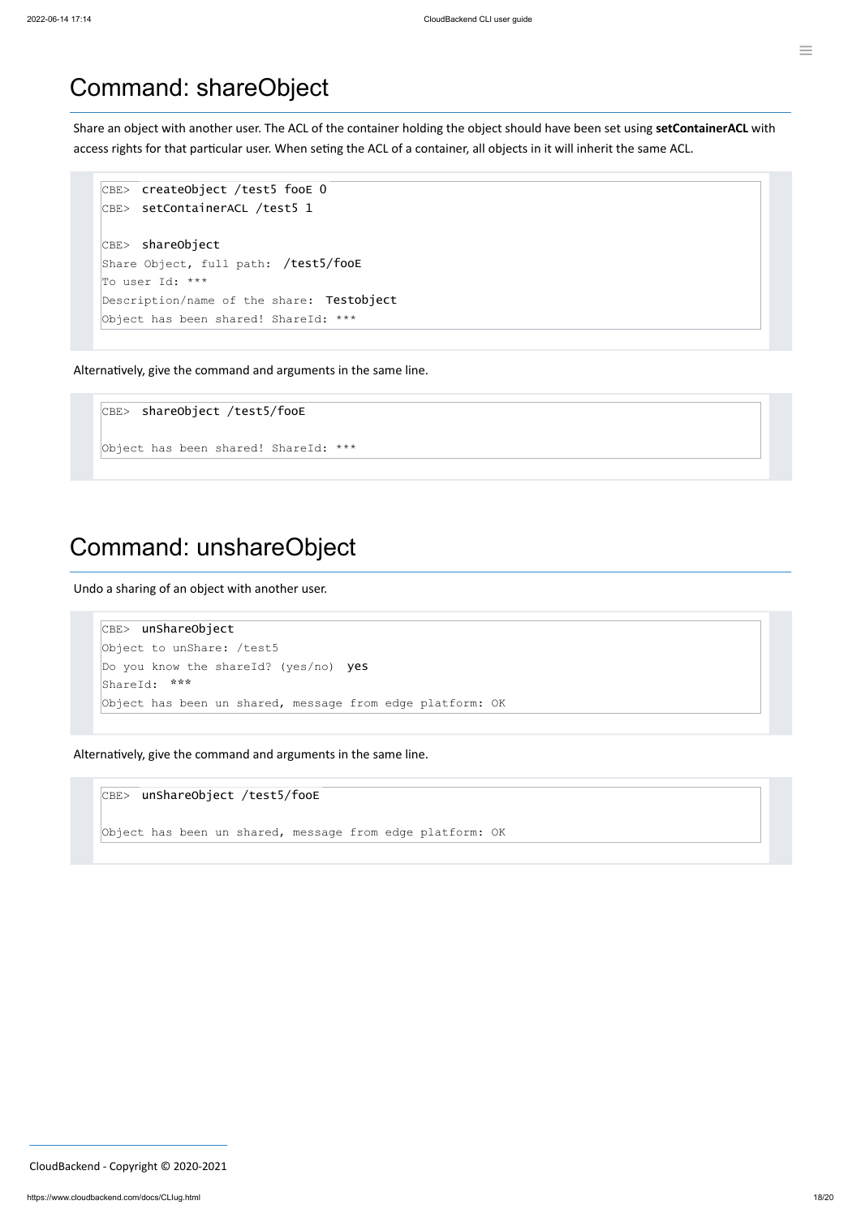# Command: shareObject

Share an object with another user. The ACL of the container holding the object should have been set using **setContainerACL** with access rights for that particular user. When seting the ACL of a container, all objects in it will inherit the same ACL.

```
CBE> createObject /test5 fooE 0
CBE> setContainerACL /test5 1

CBE> shareObject
Share Object, full path: /test5/fooE
To user Id: ***
Description/name of the share: Testobject
Object has been shared! ShareId: ***
```

Alternatively, give the command and arguments in the same line.

```
CBE> shareObject /test5/fooE

Object has been shared! ShareId: ***
```

# Command: unshareObject

Undo a sharing of an object with another user.

```
CBE> unShareObject
Object to unShare: /test5
Do you know the shareId? (yes/no) yes
ShareId: ***
Object has been un shared, message from edge platform: OK
```

Alternatively, give the command and arguments in the same line.

```
CBE> unShareObject /test5/fooE

Object has been un shared, message from edge platform: OK
```

CloudBackend - Copyright © 2020-2021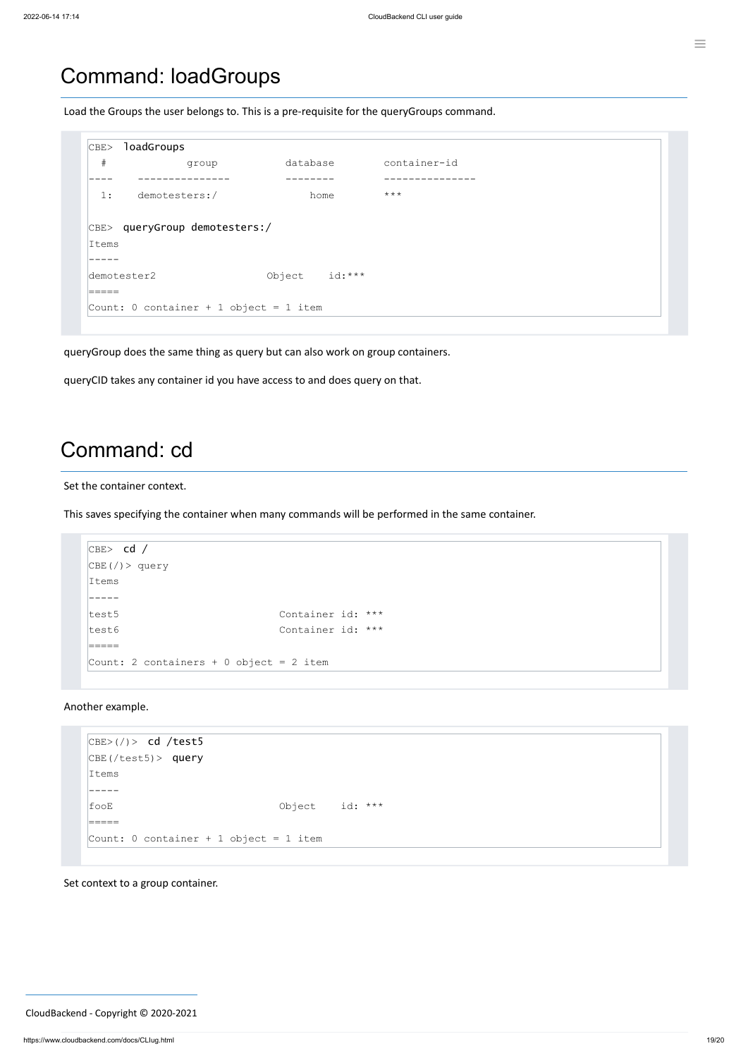# Command: loadGroups

Load the Groups the user belongs to. This is a pre-requisite for the queryGroups command.

```
CBE>  loadGroups
  #           group           database        container-id
 ----    ---------------      --------        ---------------
  1:    demotesters:/            home         ***

CBE>  queryGroup demotesters:/
Items
-----
demotester2                 Object    id:***
=====
Count: 0 container + 1 object = 1 item
```

queryGroup does the same thing as query but can also work on group containers.

queryCID takes any container id you have access to and does query on that.

# Command: cd

Set the container context.

This saves specifying the container when many commands will be performed in the same container.

```
CBE>  cd /
CBE(/)> query
Items
-----
test5                         Container id: ***
test6                         Container id: ***
=====
Count: 2 containers + 0 object = 2 item
```

Another example.

```
CBE>(/)>  cd /test5
CBE(/test5)>  query
Items
-----
fooE                          Object    id: ***
=====
Count: 0 container + 1 object = 1 item
```

Set context to a group container.

CloudBackend - Copyright © 2020-2021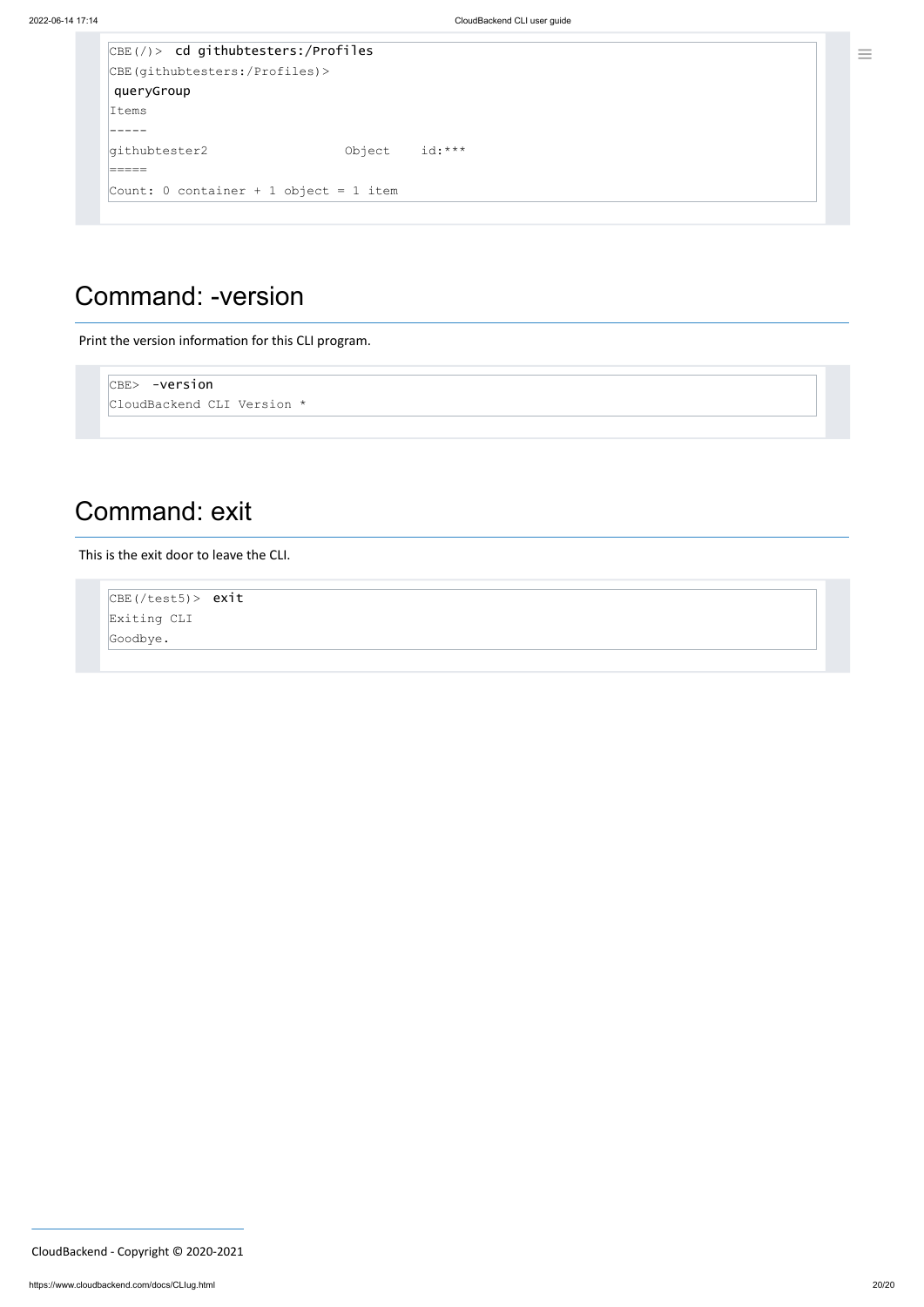```
CBE(/)> cd githubtesters:/Profiles
CBE(githubtesters:/Profiles)>
 queryGroup
Items
-----
githubtester2                    Object    id:***
=====
Count: 0 container + 1 object = 1 item
```

## Command: -version

Print the version information for this CLI program.

```
CBE> -version
CloudBackend CLI Version *
```

## Command: exit

This is the exit door to leave the CLI.

```
CBE(/test5)> exit
Exiting CLI
Goodbye.
```

CloudBackend - Copyright © 2020-2021